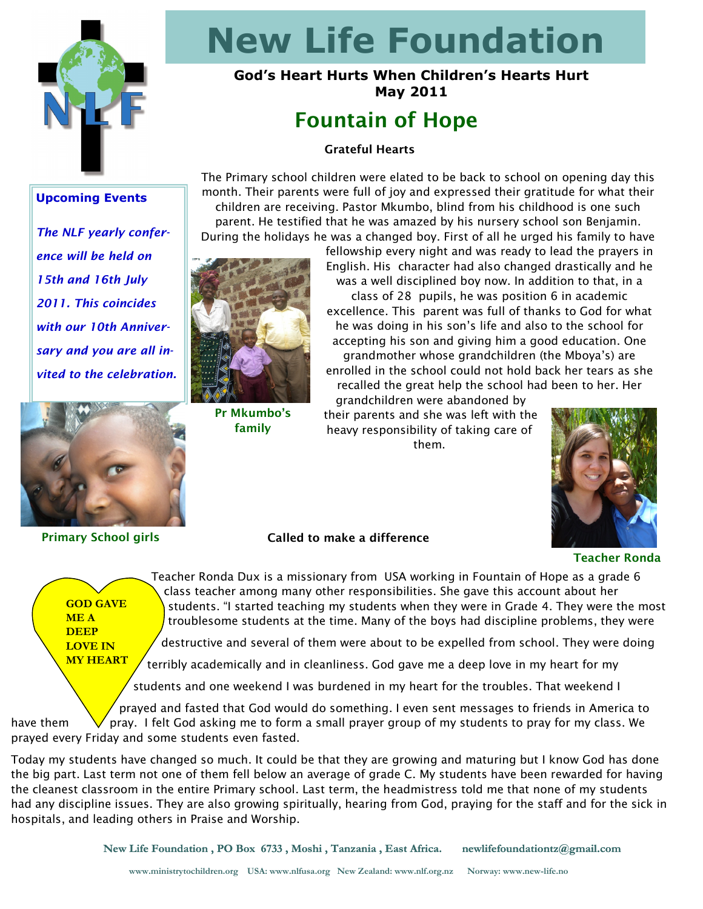# New Life Foundation

**God's Heart Hurts When Children's Hearts Hurt**
**May 2011**

## Fountain of Hope

### Grateful Hearts

The Primary school children were elated to be back to school on opening day this month. Their parents were full of joy and expressed their gratitude for what their children are receiving. Pastor Mkumbo, blind from his childhood is one such parent. He testified that he was amazed by his nursery school son Benjamin. During the holidays he was a changed boy. First of all he urged his family to have fellowship every night and was ready to lead the prayers in English. His character had also changed drastically and he was a well disciplined boy now. In addition to that, in a class of 28 pupils, he was position 6 in academic excellence. This parent was full of thanks to God for what he was doing in his son's life and also to the school for accepting his son and giving him a good education. One grandmother whose grandchildren (the Mboya's) are enrolled in the school could not hold back her tears as she recalled the great help the school had been to her. Her grandchildren were abandoned by their parents and she was left with the heavy responsibility of taking care of them.

Pr Mkumbo's family

**Upcoming Events**

*The NLF yearly conference will be held on 15th and 16th July 2011. This coincides with our 10th Anniversary and you are all invited to the celebration.*

Primary School girls

Teacher Ronda

### Called to make a difference

**GOD GAVE ME A DEEP LOVE IN MY HEART**

Teacher Ronda Dux is a missionary from USA working in Fountain of Hope as a grade 6 class teacher among many other responsibilities. She gave this account about her students. "I started teaching my students when they were in Grade 4. They were the most troublesome students at the time. Many of the boys had discipline problems, they were destructive and several of them were about to be expelled from school. They were doing terribly academically and in cleanliness. God gave me a deep love in my heart for my students and one weekend I was burdened in my heart for the troubles. That weekend I prayed and fasted that God would do something. I even sent messages to friends in America to have them pray. I felt God asking me to form a small prayer group of my students to pray for my class. We prayed every Friday and some students even fasted.

Today my students have changed so much. It could be that they are growing and maturing but I know God has done the big part. Last term not one of them fell below an average of grade C. My students have been rewarded for having the cleanest classroom in the entire Primary school. Last term, the headmistress told me that none of my students had any discipline issues. They are also growing spiritually, hearing from God, praying for the staff and for the sick in hospitals, and leading others in Praise and Worship.

New Life Foundation , PO Box 6733 , Moshi , Tanzania , East Africa. newlifefoundationtz@gmail.com

www.ministrytochildren.org USA: www.nlfusa.org New Zealand: www.nlf.org.nz Norway: www.new-life.no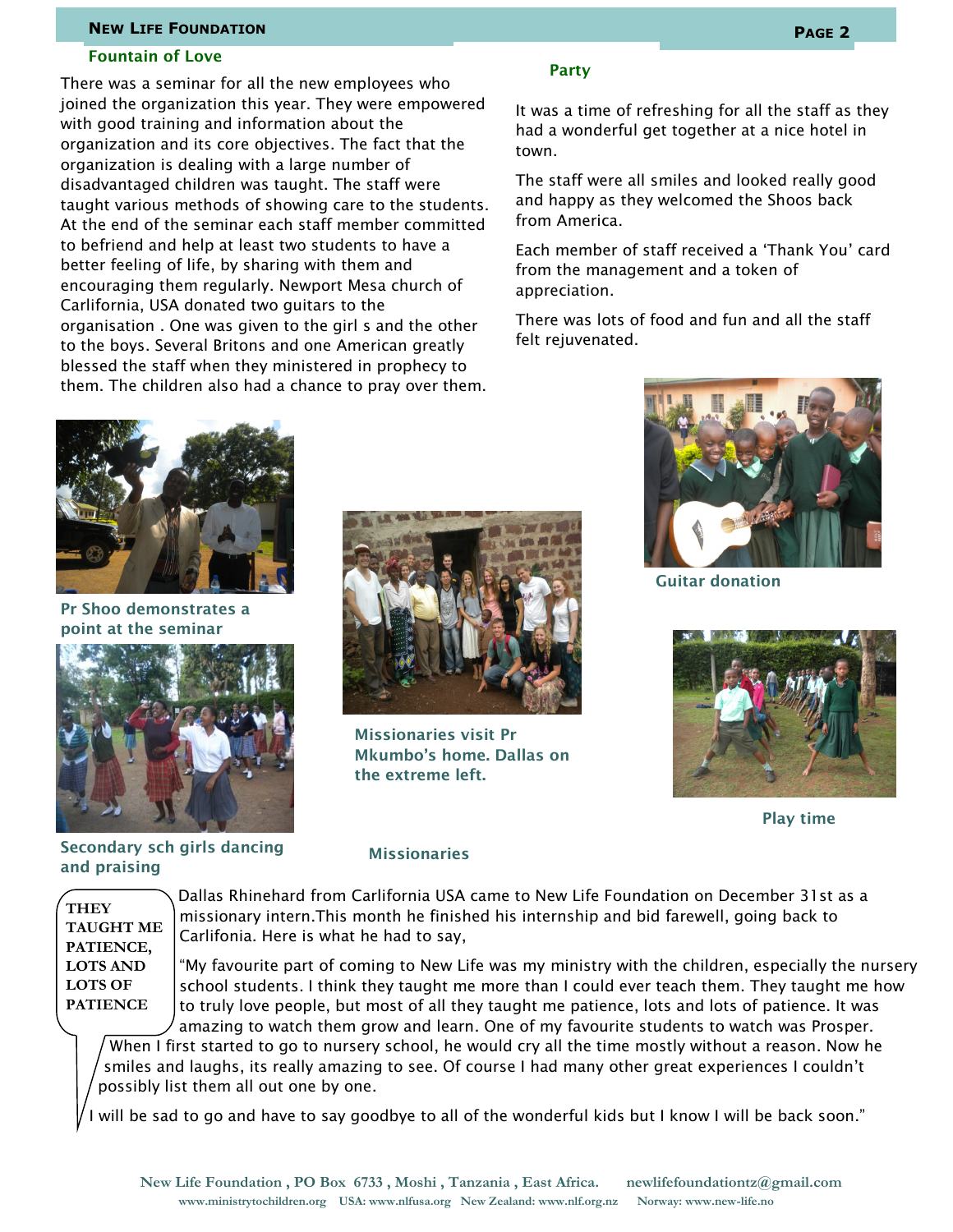## Fountain of Love

There was a seminar for all the new employees who joined the organization this year. They were empowered with good training and information about the organization and its core objectives. The fact that the organization is dealing with a large number of disadvantaged children was taught. The staff were taught various methods of showing care to the students. At the end of the seminar each staff member committed to befriend and help at least two students to have a better feeling of life, by sharing with them and encouraging them regularly. Newport Mesa church of Carlifornia, USA donated two guitars to the organisation . One was given to the girl s and the other to the boys. Several Britons and one American greatly blessed the staff when they ministered in prophecy to them. The children also had a chance to pray over them.

## Party

It was a time of refreshing for all the staff as they had a wonderful get together at a nice hotel in town.

The staff were all smiles and looked really good and happy as they welcomed the Shoos back from America.

Each member of staff received a 'Thank You' card from the management and a token of appreciation.

There was lots of food and fun and all the staff felt rejuvenated.

Pr Shoo demonstrates a point at the seminar

Secondary sch girls dancing and praising

Missionaries visit Pr Mkumbo's home. Dallas on the extreme left.

Guitar donation

Play time

## Missionaries

**THEY TAUGHT ME PATIENCE, LOTS AND LOTS OF PATIENCE**

Dallas Rhinehard from Carlifornia USA came to New Life Foundation on December 31st as a missionary intern.This month he finished his internship and bid farewell, going back to Carlifonia. Here is what he had to say,

"My favourite part of coming to New Life was my ministry with the children, especially the nursery school students. I think they taught me more than I could ever teach them. They taught me how to truly love people, but most of all they taught me patience, lots and lots of patience. It was amazing to watch them grow and learn. One of my favourite students to watch was Prosper. When I first started to go to nursery school, he would cry all the time mostly without a reason. Now he smiles and laughs, its really amazing to see. Of course I had many other great experiences I couldn't possibly list them all out one by one.

I will be sad to go and have to say goodbye to all of the wonderful kids but I know I will be back soon."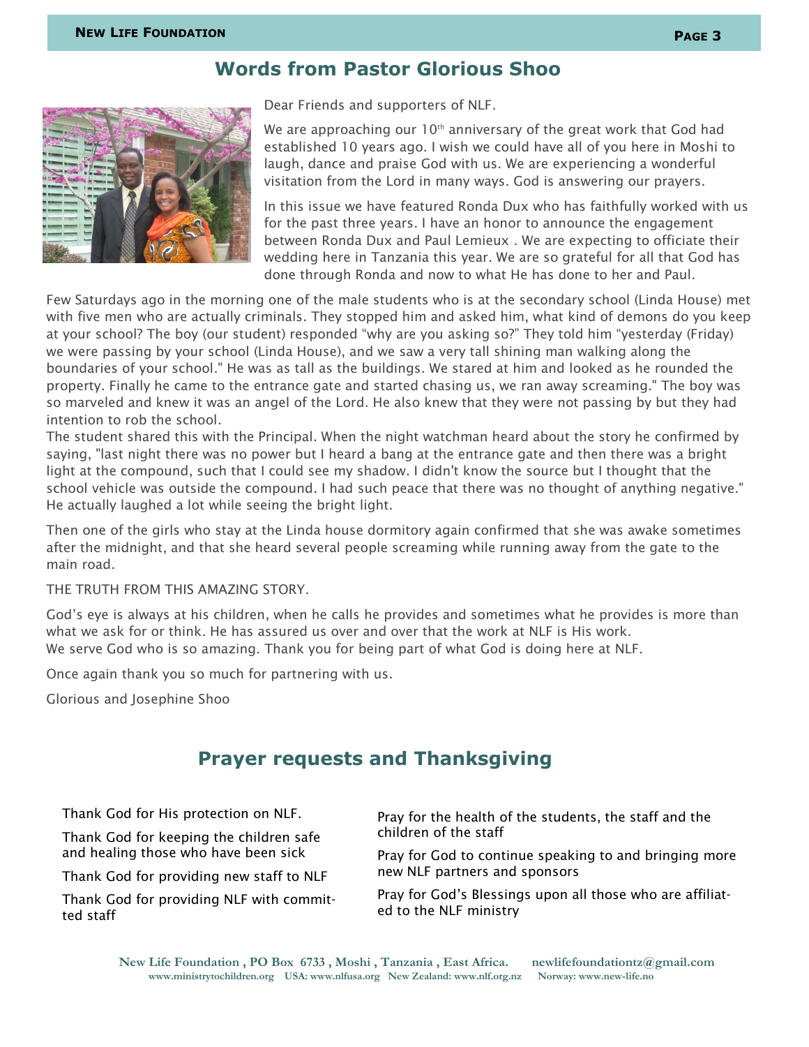## Words from Pastor Glorious Shoo

Dear Friends and supporters of NLF.

We are approaching our 10th anniversary of the great work that God had established 10 years ago. I wish we could have all of you here in Moshi to laugh, dance and praise God with us. We are experiencing a wonderful visitation from the Lord in many ways. God is answering our prayers.

In this issue we have featured Ronda Dux who has faithfully worked with us for the past three years. I have an honor to announce the engagement between Ronda Dux and Paul Lemieux . We are expecting to officiate their wedding here in Tanzania this year. We are so grateful for all that God has done through Ronda and now to what He has done to her and Paul.

Few Saturdays ago in the morning one of the male students who is at the secondary school (Linda House) met with five men who are actually criminals. They stopped him and asked him, what kind of demons do you keep at your school? The boy (our student) responded "why are you asking so?" They told him "yesterday (Friday) we were passing by your school (Linda House), and we saw a very tall shining man walking along the boundaries of your school." He was as tall as the buildings. We stared at him and looked as he rounded the property. Finally he came to the entrance gate and started chasing us, we ran away screaming." The boy was so marveled and knew it was an angel of the Lord. He also knew that they were not passing by but they had intention to rob the school.

The student shared this with the Principal. When the night watchman heard about the story he confirmed by saying, "last night there was no power but I heard a bang at the entrance gate and then there was a bright light at the compound, such that I could see my shadow. I didn't know the source but I thought that the school vehicle was outside the compound. I had such peace that there was no thought of anything negative." He actually laughed a lot while seeing the bright light.

Then one of the girls who stay at the Linda house dormitory again confirmed that she was awake sometimes after the midnight, and that she heard several people screaming while running away from the gate to the main road.

THE TRUTH FROM THIS AMAZING STORY.

God's eye is always at his children, when he calls he provides and sometimes what he provides is more than what we ask for or think. He has assured us over and over that the work at NLF is His work.
We serve God who is so amazing. Thank you for being part of what God is doing here at NLF.

Once again thank you so much for partnering with us.

Glorious and Josephine Shoo

## Prayer requests and Thanksgiving

Thank God for His protection on NLF.

Thank God for keeping the children safe and healing those who have been sick

Thank God for providing new staff to NLF

Thank God for providing NLF with committed staff

Pray for the health of the students, the staff and the children of the staff

Pray for God to continue speaking to and bringing more new NLF partners and sponsors

Pray for God's Blessings upon all those who are affiliated to the NLF ministry

**New Life Foundation , PO Box 6733 , Moshi , Tanzania , East Africa.** **newlifefoundationtz@gmail.com**
**www.ministrytochildren.org USA: www.nlfusa.org New Zealand: www.nlf.org.nz Norway: www.new-life.no**